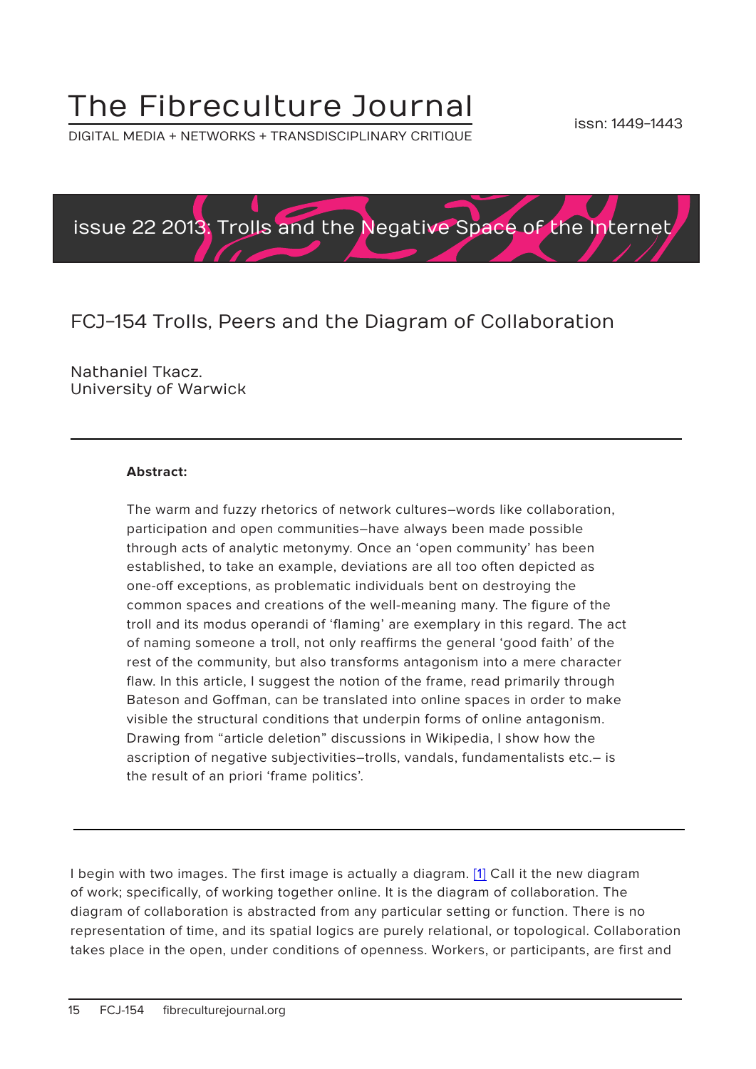# The Fibreculture Journal

DIGITAL MEDIA + NETWORKS + TRANSDISCIPLINARY CRITIQUE

issn: 1449-1443

issue 22 2013: Trolls and the Negative Space of the Internet

## FCJ-154 Trolls, Peers and the Diagram of Collaboration

Nathaniel Tkacz.
University of Warwick

---

**Abstract:**

The warm and fuzzy rhetorics of network cultures—words like collaboration, participation and open communities—have always been made possible through acts of analytic metonymy. Once an 'open community' has been established, to take an example, deviations are all too often depicted as one-off exceptions, as problematic individuals bent on destroying the common spaces and creations of the well-meaning many. The figure of the troll and its modus operandi of 'flaming' are exemplary in this regard. The act of naming someone a troll, not only reaffirms the general 'good faith' of the rest of the community, but also transforms antagonism into a mere character flaw. In this article, I suggest the notion of the frame, read primarily through Bateson and Goffman, can be translated into online spaces in order to make visible the structural conditions that underpin forms of online antagonism. Drawing from "article deletion" discussions in Wikipedia, I show how the ascription of negative subjectivities—trolls, vandals, fundamentalists etc.— is the result of an priori 'frame politics'.

---

I begin with two images. The first image is actually a diagram. [1] Call it the new diagram of work; specifically, of working together online. It is the diagram of collaboration. The diagram of collaboration is abstracted from any particular setting or function. There is no representation of time, and its spatial logics are purely relational, or topological. Collaboration takes place in the open, under conditions of openness. Workers, or participants, are first and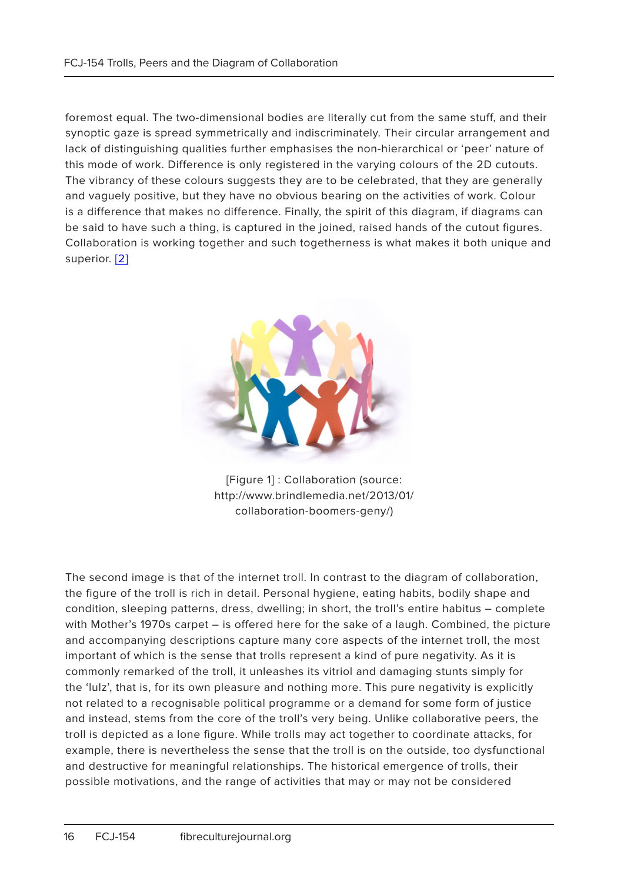foremost equal. The two-dimensional bodies are literally cut from the same stuff, and their synoptic gaze is spread symmetrically and indiscriminately. Their circular arrangement and lack of distinguishing qualities further emphasises the non-hierarchical or 'peer' nature of this mode of work. Difference is only registered in the varying colours of the 2D cutouts. The vibrancy of these colours suggests they are to be celebrated, that they are generally and vaguely positive, but they have no obvious bearing on the activities of work. Colour is a difference that makes no difference. Finally, the spirit of this diagram, if diagrams can be said to have such a thing, is captured in the joined, raised hands of the cutout figures. Collaboration is working together and such togetherness is what makes it both unique and superior. [2]

[Figure 1] : Collaboration (source: http://www.brindlemedia.net/2013/01/collaboration-boomers-geny/)

The second image is that of the internet troll. In contrast to the diagram of collaboration, the figure of the troll is rich in detail. Personal hygiene, eating habits, bodily shape and condition, sleeping patterns, dress, dwelling; in short, the troll's entire habitus – complete with Mother's 1970s carpet – is offered here for the sake of a laugh. Combined, the picture and accompanying descriptions capture many core aspects of the internet troll, the most important of which is the sense that trolls represent a kind of pure negativity. As it is commonly remarked of the troll, it unleashes its vitriol and damaging stunts simply for the 'lulz', that is, for its own pleasure and nothing more. This pure negativity is explicitly not related to a recognisable political programme or a demand for some form of justice and instead, stems from the core of the troll's very being. Unlike collaborative peers, the troll is depicted as a lone figure. While trolls may act together to coordinate attacks, for example, there is nevertheless the sense that the troll is on the outside, too dysfunctional and destructive for meaningful relationships. The historical emergence of trolls, their possible motivations, and the range of activities that may or may not be considered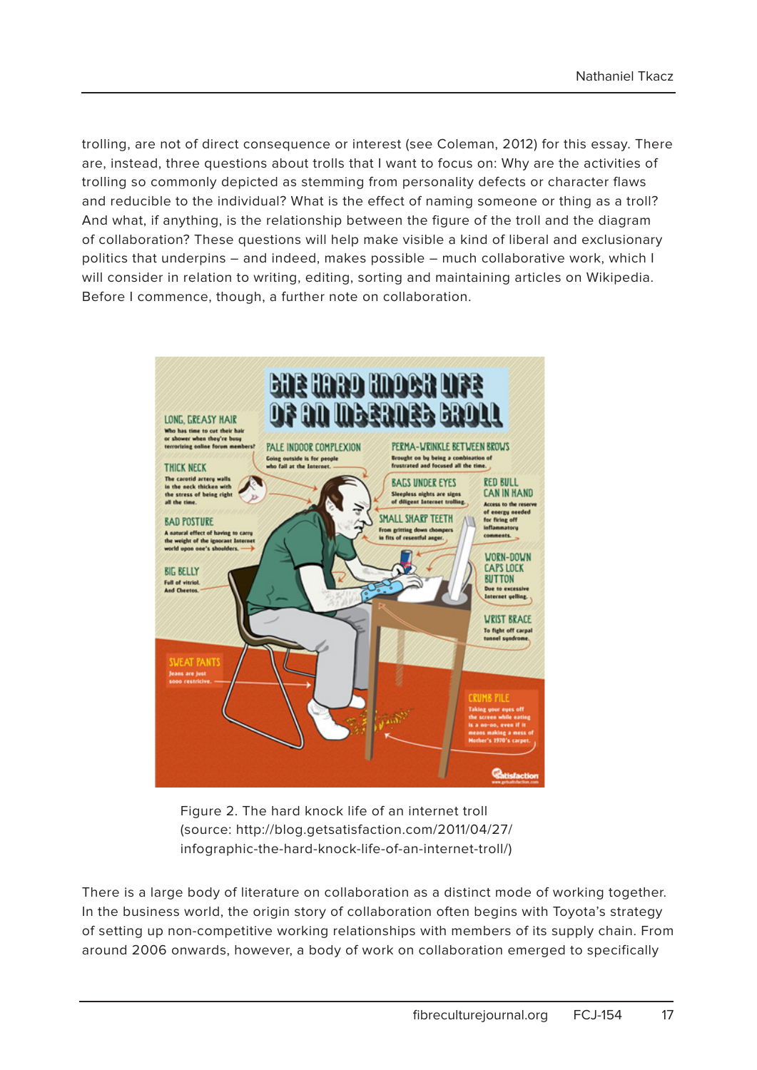trolling, are not of direct consequence or interest (see Coleman, 2012) for this essay. There are, instead, three questions about trolls that I want to focus on: Why are the activities of trolling so commonly depicted as stemming from personality defects or character flaws and reducible to the individual? What is the effect of naming someone or thing as a troll? And what, if anything, is the relationship between the figure of the troll and the diagram of collaboration? These questions will help make visible a kind of liberal and exclusionary politics that underpins – and indeed, makes possible – much collaborative work, which I will consider in relation to writing, editing, sorting and maintaining articles on Wikipedia. Before I commence, though, a further note on collaboration.

Figure 2. The hard knock life of an internet troll (source: http://blog.getsatisfaction.com/2011/04/27/infographic-the-hard-knock-life-of-an-internet-troll/)

There is a large body of literature on collaboration as a distinct mode of working together. In the business world, the origin story of collaboration often begins with Toyota's strategy of setting up non-competitive working relationships with members of its supply chain. From around 2006 onwards, however, a body of work on collaboration emerged to specifically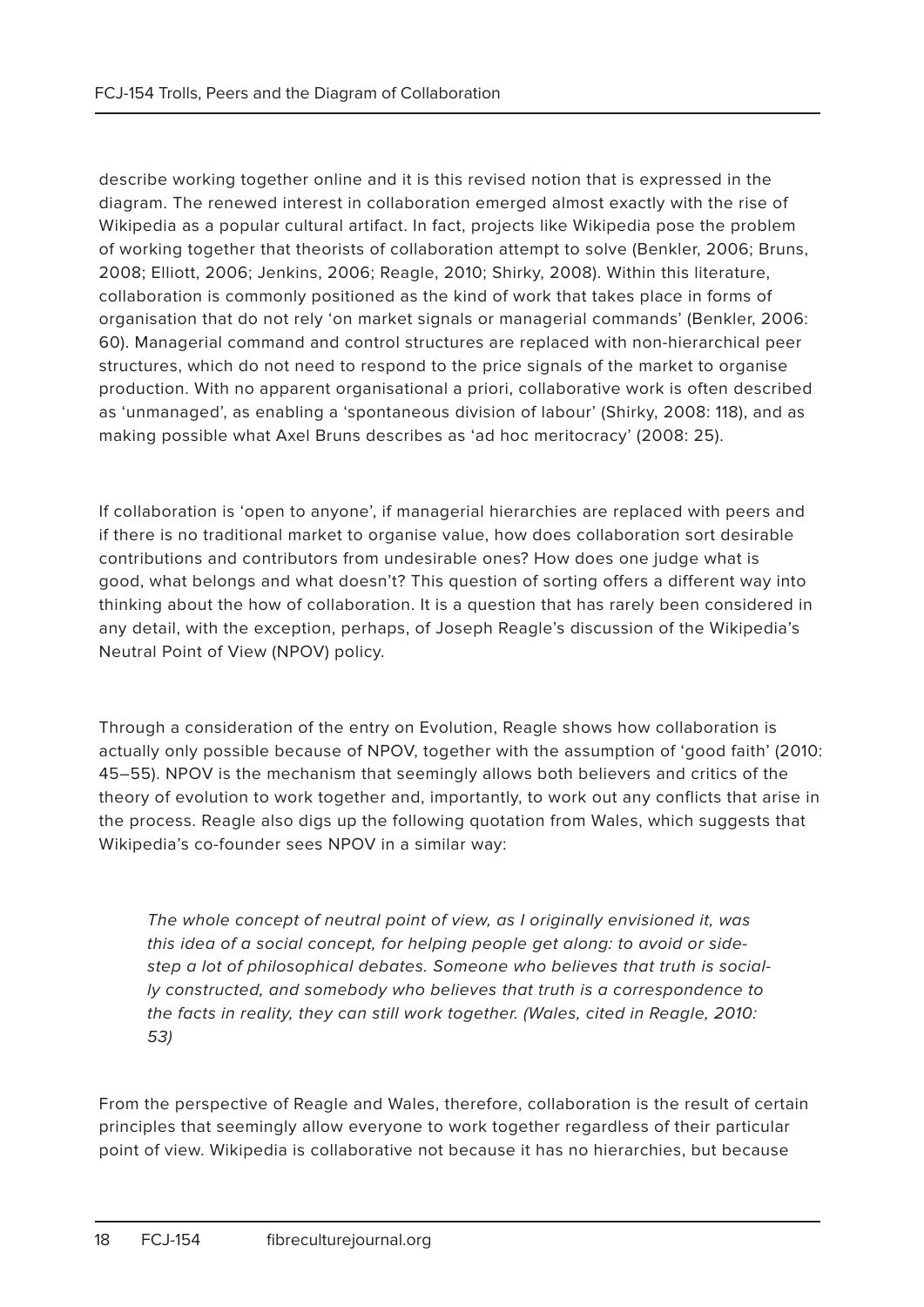describe working together online and it is this revised notion that is expressed in the diagram. The renewed interest in collaboration emerged almost exactly with the rise of Wikipedia as a popular cultural artifact. In fact, projects like Wikipedia pose the problem of working together that theorists of collaboration attempt to solve (Benkler, 2006; Bruns, 2008; Elliott, 2006; Jenkins, 2006; Reagle, 2010; Shirky, 2008). Within this literature, collaboration is commonly positioned as the kind of work that takes place in forms of organisation that do not rely 'on market signals or managerial commands' (Benkler, 2006: 60). Managerial command and control structures are replaced with non-hierarchical peer structures, which do not need to respond to the price signals of the market to organise production. With no apparent organisational a priori, collaborative work is often described as 'unmanaged', as enabling a 'spontaneous division of labour' (Shirky, 2008: 118), and as making possible what Axel Bruns describes as 'ad hoc meritocracy' (2008: 25).

If collaboration is 'open to anyone', if managerial hierarchies are replaced with peers and if there is no traditional market to organise value, how does collaboration sort desirable contributions and contributors from undesirable ones? How does one judge what is good, what belongs and what doesn't? This question of sorting offers a different way into thinking about the how of collaboration. It is a question that has rarely been considered in any detail, with the exception, perhaps, of Joseph Reagle's discussion of the Wikipedia's Neutral Point of View (NPOV) policy.

Through a consideration of the entry on Evolution, Reagle shows how collaboration is actually only possible because of NPOV, together with the assumption of 'good faith' (2010: 45–55). NPOV is the mechanism that seemingly allows both believers and critics of the theory of evolution to work together and, importantly, to work out any conflicts that arise in the process. Reagle also digs up the following quotation from Wales, which suggests that Wikipedia's co-founder sees NPOV in a similar way:

> *The whole concept of neutral point of view, as I originally envisioned it, was this idea of a social concept, for helping people get along: to avoid or side-step a lot of philosophical debates. Someone who believes that truth is socially constructed, and somebody who believes that truth is a correspondence to the facts in reality, they can still work together. (Wales, cited in Reagle, 2010: 53)*

From the perspective of Reagle and Wales, therefore, collaboration is the result of certain principles that seemingly allow everyone to work together regardless of their particular point of view. Wikipedia is collaborative not because it has no hierarchies, but because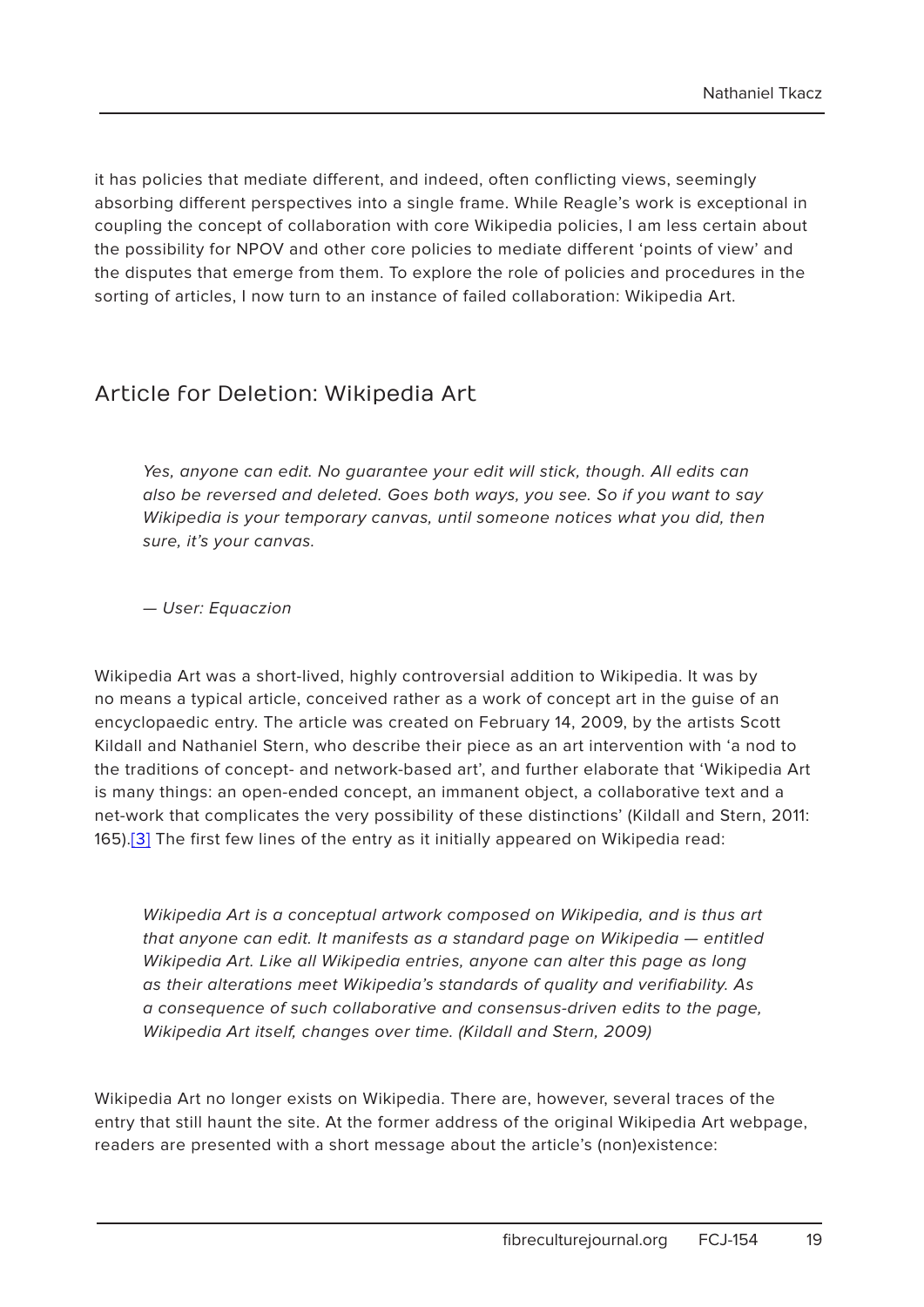it has policies that mediate different, and indeed, often conflicting views, seemingly absorbing different perspectives into a single frame. While Reagle's work is exceptional in coupling the concept of collaboration with core Wikipedia policies, I am less certain about the possibility for NPOV and other core policies to mediate different 'points of view' and the disputes that emerge from them. To explore the role of policies and procedures in the sorting of articles, I now turn to an instance of failed collaboration: Wikipedia Art.

## Article for Deletion: Wikipedia Art

> *Yes, anyone can edit. No guarantee your edit will stick, though. All edits can also be reversed and deleted. Goes both ways, you see. So if you want to say Wikipedia is your temporary canvas, until someone notices what you did, then sure, it's your canvas.*
>
> *— User: Equaczion*

Wikipedia Art was a short-lived, highly controversial addition to Wikipedia. It was by no means a typical article, conceived rather as a work of concept art in the guise of an encyclopaedic entry. The article was created on February 14, 2009, by the artists Scott Kildall and Nathaniel Stern, who describe their piece as an art intervention with 'a nod to the traditions of concept- and network-based art', and further elaborate that 'Wikipedia Art is many things: an open-ended concept, an immanent object, a collaborative text and a net-work that complicates the very possibility of these distinctions' (Kildall and Stern, 2011: 165).[3] The first few lines of the entry as it initially appeared on Wikipedia read:

> *Wikipedia Art is a conceptual artwork composed on Wikipedia, and is thus art that anyone can edit. It manifests as a standard page on Wikipedia — entitled Wikipedia Art. Like all Wikipedia entries, anyone can alter this page as long as their alterations meet Wikipedia's standards of quality and verifiability. As a consequence of such collaborative and consensus-driven edits to the page, Wikipedia Art itself, changes over time. (Kildall and Stern, 2009)*

Wikipedia Art no longer exists on Wikipedia. There are, however, several traces of the entry that still haunt the site. At the former address of the original Wikipedia Art webpage, readers are presented with a short message about the article's (non)existence: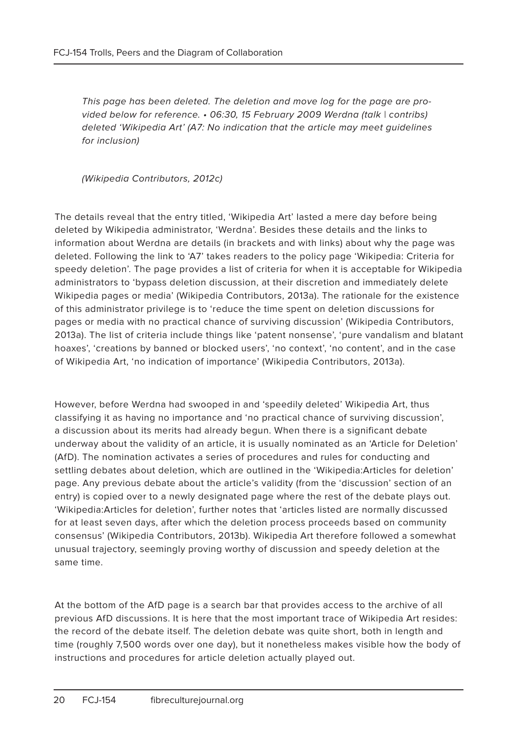*This page has been deleted. The deletion and move log for the page are provided below for reference. • 06:30, 15 February 2009 Werdna (talk | contribs) deleted 'Wikipedia Art' (A7: No indication that the article may meet guidelines for inclusion)*

*(Wikipedia Contributors, 2012c)*

The details reveal that the entry titled, 'Wikipedia Art' lasted a mere day before being deleted by Wikipedia administrator, 'Werdna'. Besides these details and the links to information about Werdna are details (in brackets and with links) about why the page was deleted. Following the link to 'A7' takes readers to the policy page 'Wikipedia: Criteria for speedy deletion'. The page provides a list of criteria for when it is acceptable for Wikipedia administrators to 'bypass deletion discussion, at their discretion and immediately delete Wikipedia pages or media' (Wikipedia Contributors, 2013a). The rationale for the existence of this administrator privilege is to 'reduce the time spent on deletion discussions for pages or media with no practical chance of surviving discussion' (Wikipedia Contributors, 2013a). The list of criteria include things like 'patent nonsense', 'pure vandalism and blatant hoaxes', 'creations by banned or blocked users', 'no context', 'no content', and in the case of Wikipedia Art, 'no indication of importance' (Wikipedia Contributors, 2013a).

However, before Werdna had swooped in and 'speedily deleted' Wikipedia Art, thus classifying it as having no importance and 'no practical chance of surviving discussion', a discussion about its merits had already begun. When there is a significant debate underway about the validity of an article, it is usually nominated as an 'Article for Deletion' (AfD). The nomination activates a series of procedures and rules for conducting and settling debates about deletion, which are outlined in the 'Wikipedia:Articles for deletion' page. Any previous debate about the article's validity (from the 'discussion' section of an entry) is copied over to a newly designated page where the rest of the debate plays out. 'Wikipedia:Articles for deletion', further notes that 'articles listed are normally discussed for at least seven days, after which the deletion process proceeds based on community consensus' (Wikipedia Contributors, 2013b). Wikipedia Art therefore followed a somewhat unusual trajectory, seemingly proving worthy of discussion and speedy deletion at the same time.

At the bottom of the AfD page is a search bar that provides access to the archive of all previous AfD discussions. It is here that the most important trace of Wikipedia Art resides: the record of the debate itself. The deletion debate was quite short, both in length and time (roughly 7,500 words over one day), but it nonetheless makes visible how the body of instructions and procedures for article deletion actually played out.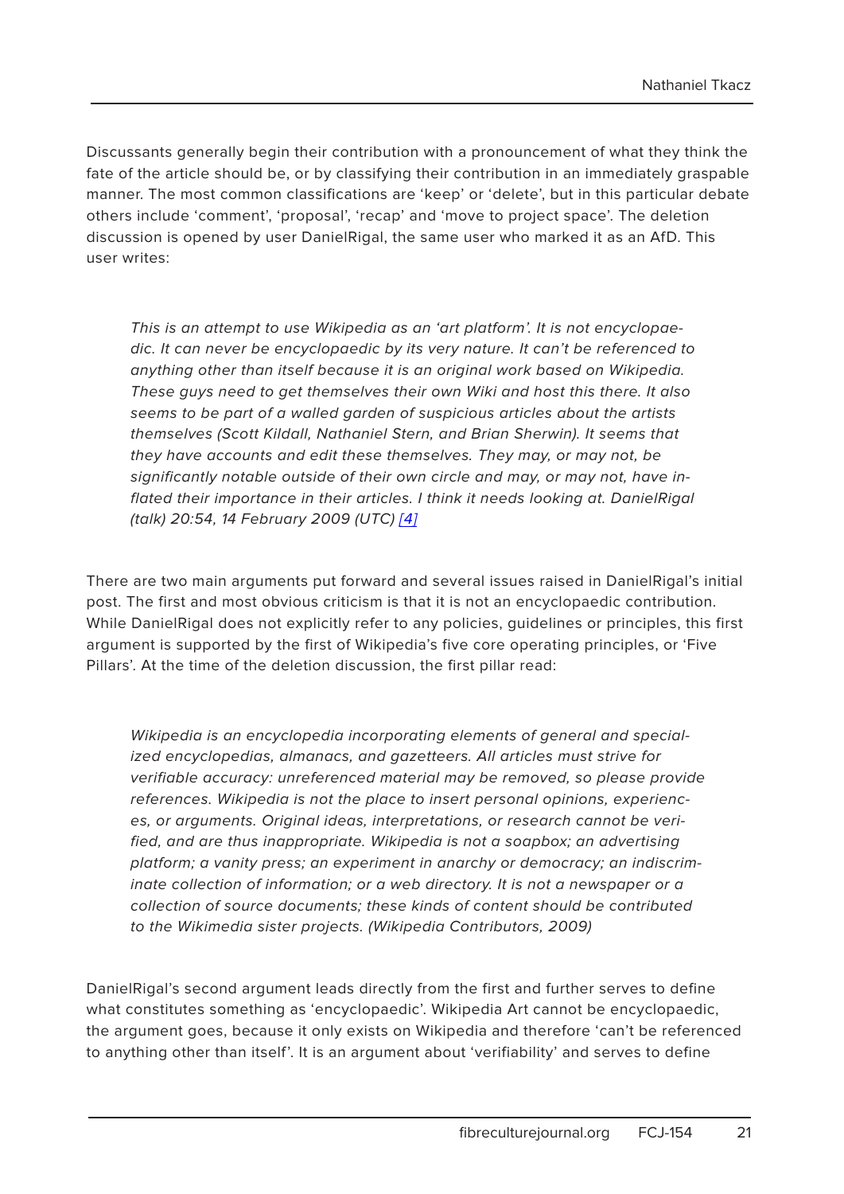Discussants generally begin their contribution with a pronouncement of what they think the fate of the article should be, or by classifying their contribution in an immediately graspable manner. The most common classifications are 'keep' or 'delete', but in this particular debate others include 'comment', 'proposal', 'recap' and 'move to project space'. The deletion discussion is opened by user DanielRigal, the same user who marked it as an AfD. This user writes:

> *This is an attempt to use Wikipedia as an 'art platform'. It is not encyclopaedic. It can never be encyclopaedic by its very nature. It can't be referenced to anything other than itself because it is an original work based on Wikipedia. These guys need to get themselves their own Wiki and host this there. It also seems to be part of a walled garden of suspicious articles about the artists themselves (Scott Kildall, Nathaniel Stern, and Brian Sherwin). It seems that they have accounts and edit these themselves. They may, or may not, be significantly notable outside of their own circle and may, or may not, have inflated their importance in their articles. I think it needs looking at. DanielRigal (talk) 20:54, 14 February 2009 (UTC) [4]*

There are two main arguments put forward and several issues raised in DanielRigal's initial post. The first and most obvious criticism is that it is not an encyclopaedic contribution. While DanielRigal does not explicitly refer to any policies, guidelines or principles, this first argument is supported by the first of Wikipedia's five core operating principles, or 'Five Pillars'. At the time of the deletion discussion, the first pillar read:

> *Wikipedia is an encyclopedia incorporating elements of general and specialized encyclopedias, almanacs, and gazetteers. All articles must strive for verifiable accuracy: unreferenced material may be removed, so please provide references. Wikipedia is not the place to insert personal opinions, experiences, or arguments. Original ideas, interpretations, or research cannot be verified, and are thus inappropriate. Wikipedia is not a soapbox; an advertising platform; a vanity press; an experiment in anarchy or democracy; an indiscriminate collection of information; or a web directory. It is not a newspaper or a collection of source documents; these kinds of content should be contributed to the Wikimedia sister projects. (Wikipedia Contributors, 2009)*

DanielRigal's second argument leads directly from the first and further serves to define what constitutes something as 'encyclopaedic'. Wikipedia Art cannot be encyclopaedic, the argument goes, because it only exists on Wikipedia and therefore 'can't be referenced to anything other than itself'. It is an argument about 'verifiability' and serves to define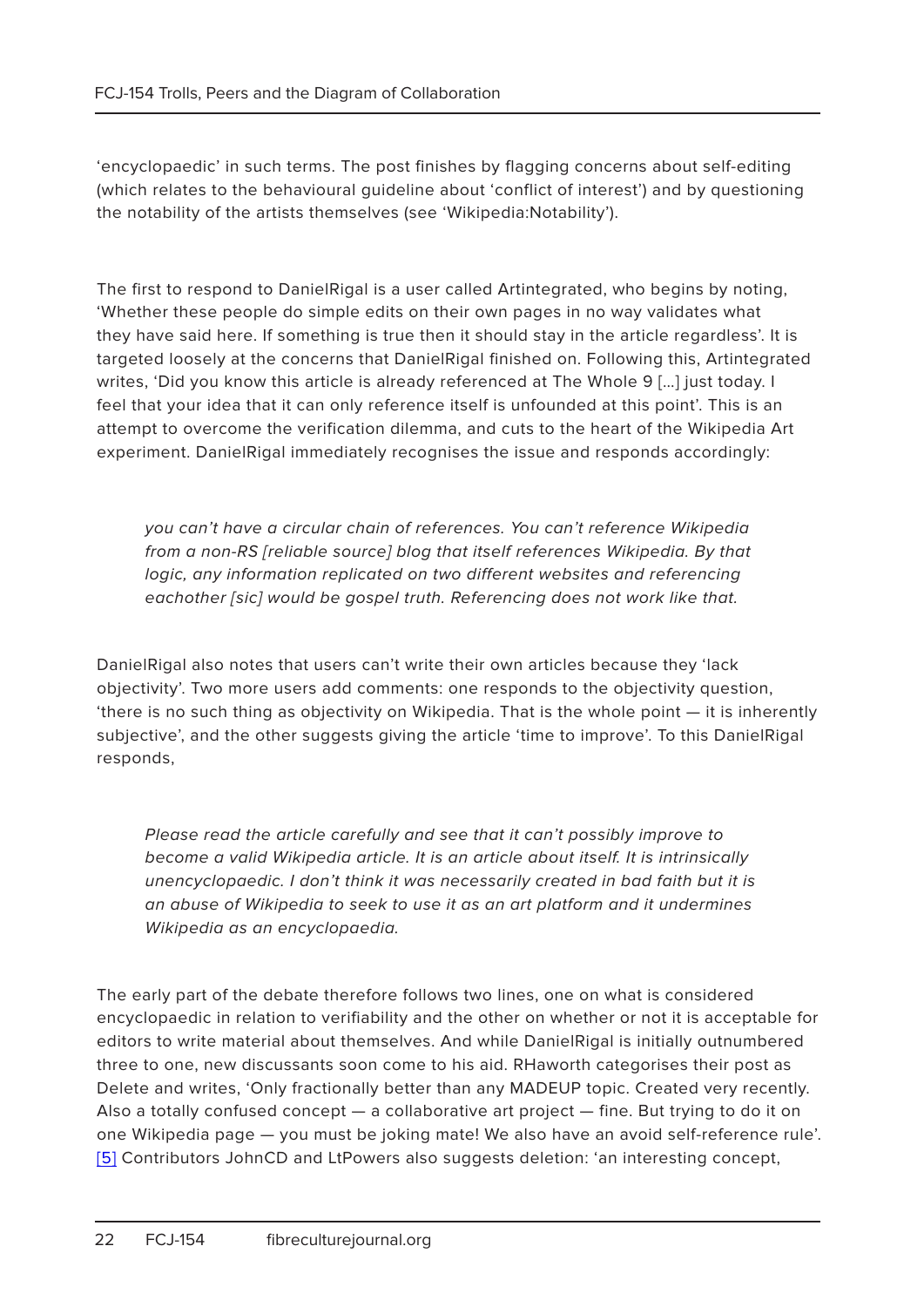'encyclopaedic' in such terms. The post finishes by flagging concerns about self-editing (which relates to the behavioural guideline about 'conflict of interest') and by questioning the notability of the artists themselves (see 'Wikipedia:Notability').

The first to respond to DanielRigal is a user called Artintegrated, who begins by noting, 'Whether these people do simple edits on their own pages in no way validates what they have said here. If something is true then it should stay in the article regardless'. It is targeted loosely at the concerns that DanielRigal finished on. Following this, Artintegrated writes, 'Did you know this article is already referenced at The Whole 9 […] just today. I feel that your idea that it can only reference itself is unfounded at this point'. This is an attempt to overcome the verification dilemma, and cuts to the heart of the Wikipedia Art experiment. DanielRigal immediately recognises the issue and responds accordingly:

> *you can't have a circular chain of references. You can't reference Wikipedia from a non-RS [reliable source] blog that itself references Wikipedia. By that logic, any information replicated on two different websites and referencing eachother [sic] would be gospel truth. Referencing does not work like that.*

DanielRigal also notes that users can't write their own articles because they 'lack objectivity'. Two more users add comments: one responds to the objectivity question, 'there is no such thing as objectivity on Wikipedia. That is the whole point — it is inherently subjective', and the other suggests giving the article 'time to improve'. To this DanielRigal responds,

> *Please read the article carefully and see that it can't possibly improve to become a valid Wikipedia article. It is an article about itself. It is intrinsically unencyclopaedic. I don't think it was necessarily created in bad faith but it is an abuse of Wikipedia to seek to use it as an art platform and it undermines Wikipedia as an encyclopaedia.*

The early part of the debate therefore follows two lines, one on what is considered encyclopaedic in relation to verifiability and the other on whether or not it is acceptable for editors to write material about themselves. And while DanielRigal is initially outnumbered three to one, new discussants soon come to his aid. RHaworth categorises their post as Delete and writes, 'Only fractionally better than any MADEUP topic. Created very recently. Also a totally confused concept — a collaborative art project — fine. But trying to do it on one Wikipedia page — you must be joking mate! We also have an avoid self-reference rule'. [5] Contributors JohnCD and LtPowers also suggests deletion: 'an interesting concept,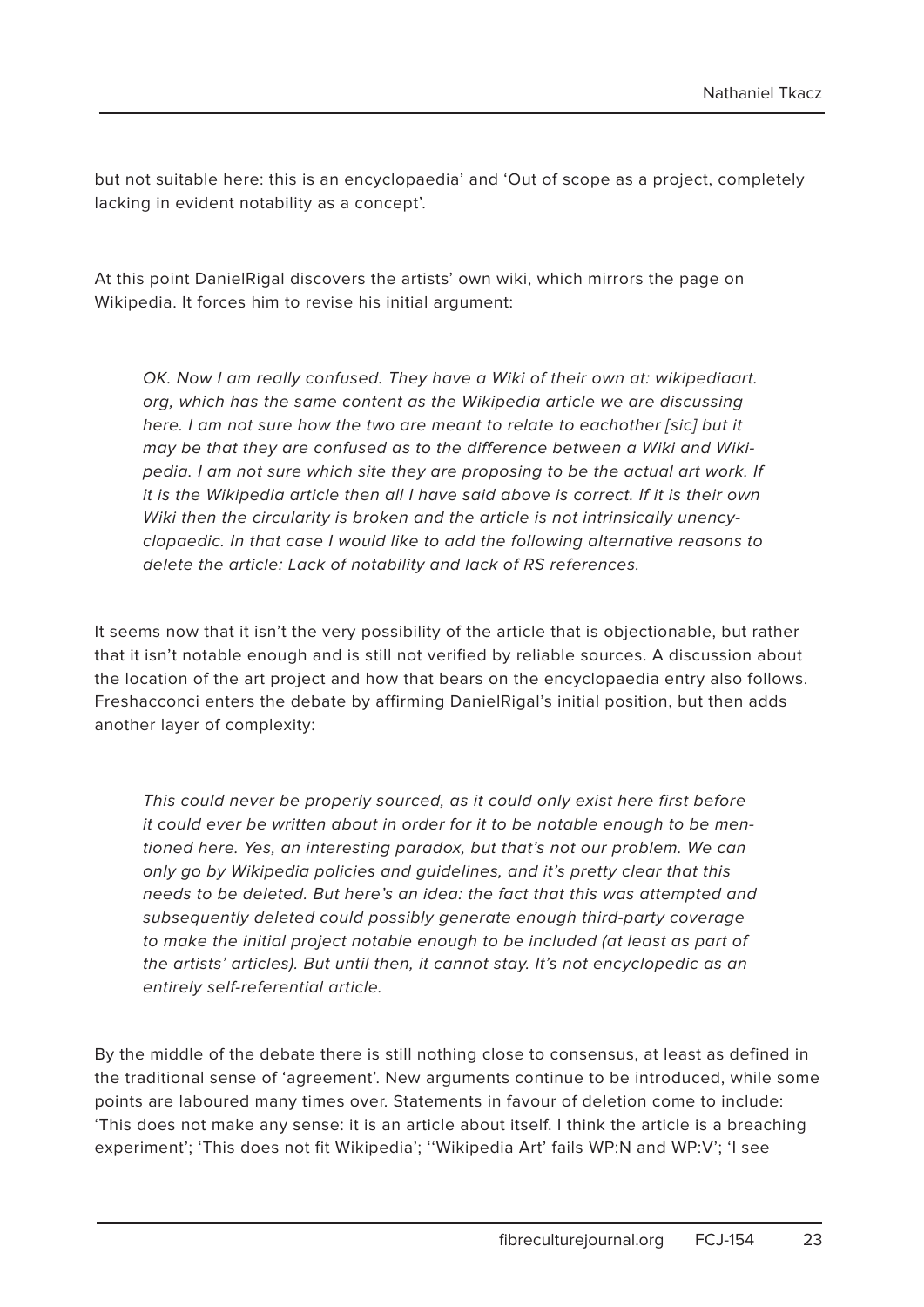but not suitable here: this is an encyclopaedia' and 'Out of scope as a project, completely lacking in evident notability as a concept'.

At this point DanielRigal discovers the artists' own wiki, which mirrors the page on Wikipedia. It forces him to revise his initial argument:

> *OK. Now I am really confused. They have a Wiki of their own at: wikipediaart.org, which has the same content as the Wikipedia article we are discussing here. I am not sure how the two are meant to relate to eachother [sic] but it may be that they are confused as to the difference between a Wiki and Wikipedia. I am not sure which site they are proposing to be the actual art work. If it is the Wikipedia article then all I have said above is correct. If it is their own Wiki then the circularity is broken and the article is not intrinsically unencyclopaedic. In that case I would like to add the following alternative reasons to delete the article: Lack of notability and lack of RS references.*

It seems now that it isn't the very possibility of the article that is objectionable, but rather that it isn't notable enough and is still not verified by reliable sources. A discussion about the location of the art project and how that bears on the encyclopaedia entry also follows. Freshacconci enters the debate by affirming DanielRigal's initial position, but then adds another layer of complexity:

> *This could never be properly sourced, as it could only exist here first before it could ever be written about in order for it to be notable enough to be mentioned here. Yes, an interesting paradox, but that's not our problem. We can only go by Wikipedia policies and guidelines, and it's pretty clear that this needs to be deleted. But here's an idea: the fact that this was attempted and subsequently deleted could possibly generate enough third-party coverage to make the initial project notable enough to be included (at least as part of the artists' articles). But until then, it cannot stay. It's not encyclopedic as an entirely self-referential article.*

By the middle of the debate there is still nothing close to consensus, at least as defined in the traditional sense of 'agreement'. New arguments continue to be introduced, while some points are laboured many times over. Statements in favour of deletion come to include: 'This does not make any sense: it is an article about itself. I think the article is a breaching experiment'; 'This does not fit Wikipedia'; ''Wikipedia Art' fails WP:N and WP:V'; 'I see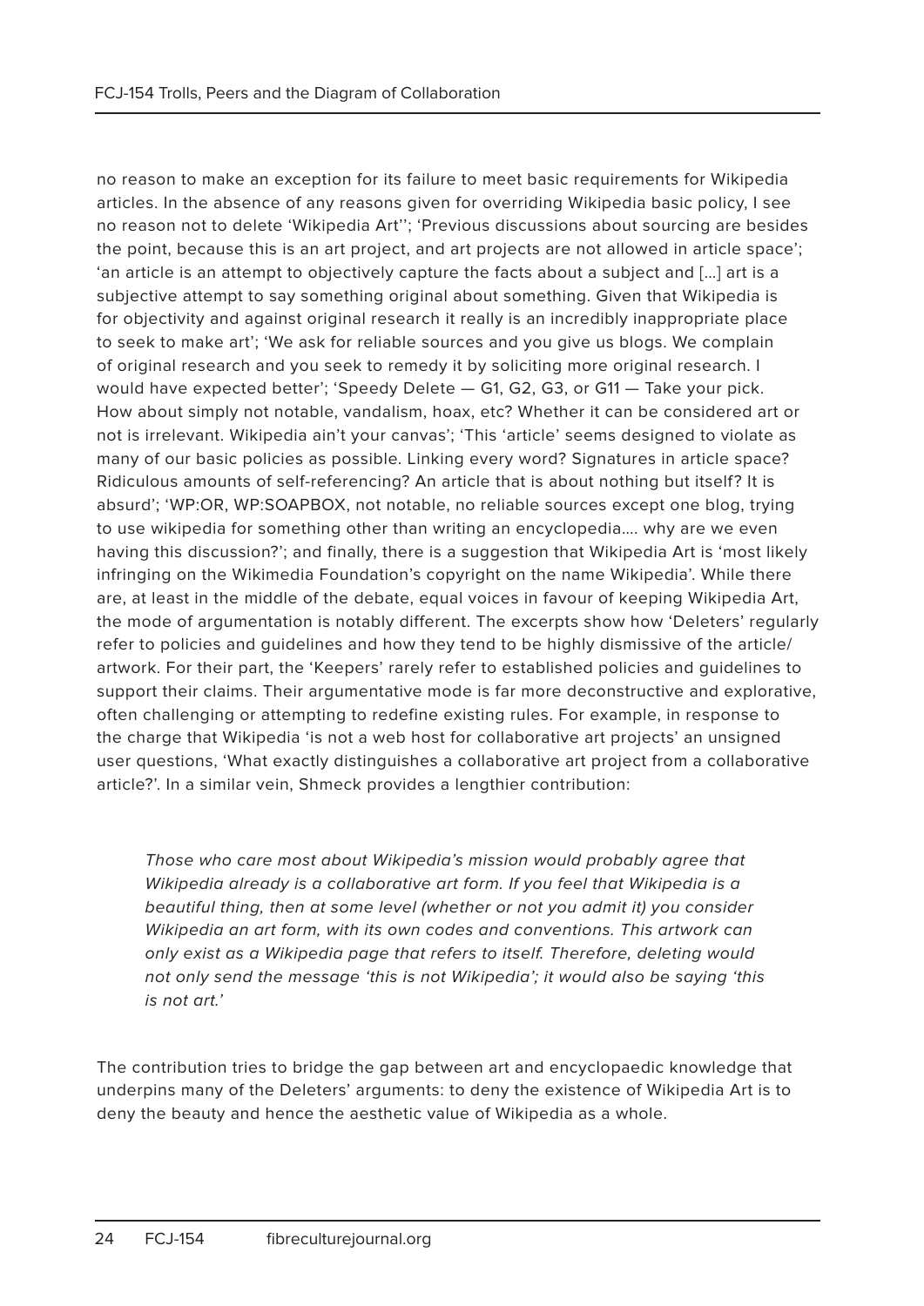no reason to make an exception for its failure to meet basic requirements for Wikipedia articles. In the absence of any reasons given for overriding Wikipedia basic policy, I see no reason not to delete 'Wikipedia Art''; 'Previous discussions about sourcing are besides the point, because this is an art project, and art projects are not allowed in article space'; 'an article is an attempt to objectively capture the facts about a subject and [...] art is a subjective attempt to say something original about something. Given that Wikipedia is for objectivity and against original research it really is an incredibly inappropriate place to seek to make art'; 'We ask for reliable sources and you give us blogs. We complain of original research and you seek to remedy it by soliciting more original research. I would have expected better'; 'Speedy Delete — G1, G2, G3, or G11 — Take your pick. How about simply not notable, vandalism, hoax, etc? Whether it can be considered art or not is irrelevant. Wikipedia ain't your canvas'; 'This 'article' seems designed to violate as many of our basic policies as possible. Linking every word? Signatures in article space? Ridiculous amounts of self-referencing? An article that is about nothing but itself? It is absurd'; 'WP:OR, WP:SOAPBOX, not notable, no reliable sources except one blog, trying to use wikipedia for something other than writing an encyclopedia.... why are we even having this discussion?'; and finally, there is a suggestion that Wikipedia Art is 'most likely infringing on the Wikimedia Foundation's copyright on the name Wikipedia'. While there are, at least in the middle of the debate, equal voices in favour of keeping Wikipedia Art, the mode of argumentation is notably different. The excerpts show how 'Deleters' regularly refer to policies and guidelines and how they tend to be highly dismissive of the article/artwork. For their part, the 'Keepers' rarely refer to established policies and guidelines to support their claims. Their argumentative mode is far more deconstructive and explorative, often challenging or attempting to redefine existing rules. For example, in response to the charge that Wikipedia 'is not a web host for collaborative art projects' an unsigned user questions, 'What exactly distinguishes a collaborative art project from a collaborative article?'. In a similar vein, Shmeck provides a lengthier contribution:

> *Those who care most about Wikipedia's mission would probably agree that Wikipedia already is a collaborative art form. If you feel that Wikipedia is a beautiful thing, then at some level (whether or not you admit it) you consider Wikipedia an art form, with its own codes and conventions. This artwork can only exist as a Wikipedia page that refers to itself. Therefore, deleting would not only send the message 'this is not Wikipedia'; it would also be saying 'this is not art.'*

The contribution tries to bridge the gap between art and encyclopaedic knowledge that underpins many of the Deleters' arguments: to deny the existence of Wikipedia Art is to deny the beauty and hence the aesthetic value of Wikipedia as a whole.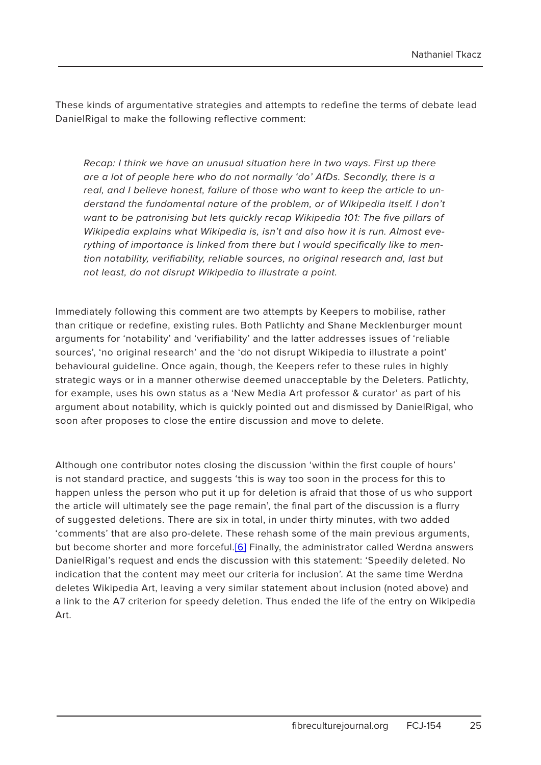These kinds of argumentative strategies and attempts to redefine the terms of debate lead DanielRigal to make the following reflective comment:

> *Recap: I think we have an unusual situation here in two ways. First up there are a lot of people here who do not normally 'do' AfDs. Secondly, there is a real, and I believe honest, failure of those who want to keep the article to understand the fundamental nature of the problem, or of Wikipedia itself. I don't want to be patronising but lets quickly recap Wikipedia 101: The five pillars of Wikipedia explains what Wikipedia is, isn't and also how it is run. Almost everything of importance is linked from there but I would specifically like to mention notability, verifiability, reliable sources, no original research and, last but not least, do not disrupt Wikipedia to illustrate a point.*

Immediately following this comment are two attempts by Keepers to mobilise, rather than critique or redefine, existing rules. Both Patlichty and Shane Mecklenburger mount arguments for 'notability' and 'verifiability' and the latter addresses issues of 'reliable sources', 'no original research' and the 'do not disrupt Wikipedia to illustrate a point' behavioural guideline. Once again, though, the Keepers refer to these rules in highly strategic ways or in a manner otherwise deemed unacceptable by the Deleters. Patlichty, for example, uses his own status as a 'New Media Art professor & curator' as part of his argument about notability, which is quickly pointed out and dismissed by DanielRigal, who soon after proposes to close the entire discussion and move to delete.

Although one contributor notes closing the discussion 'within the first couple of hours' is not standard practice, and suggests 'this is way too soon in the process for this to happen unless the person who put it up for deletion is afraid that those of us who support the article will ultimately see the page remain', the final part of the discussion is a flurry of suggested deletions. There are six in total, in under thirty minutes, with two added 'comments' that are also pro-delete. These rehash some of the main previous arguments, but become shorter and more forceful.[6] Finally, the administrator called Werdna answers DanielRigal's request and ends the discussion with this statement: 'Speedily deleted. No indication that the content may meet our criteria for inclusion'. At the same time Werdna deletes Wikipedia Art, leaving a very similar statement about inclusion (noted above) and a link to the A7 criterion for speedy deletion. Thus ended the life of the entry on Wikipedia Art.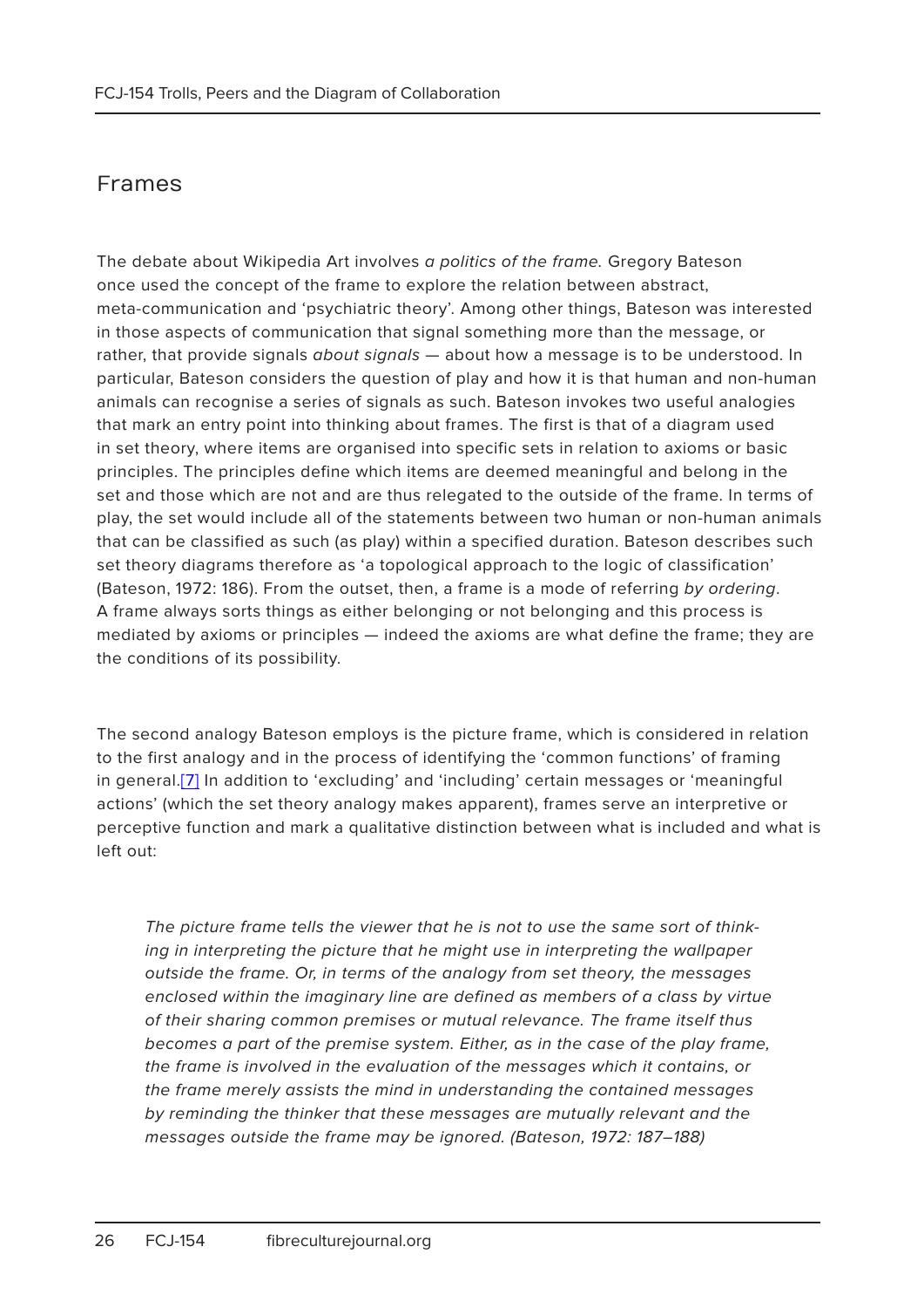## Frames

The debate about Wikipedia Art involves *a politics of the frame.* Gregory Bateson once used the concept of the frame to explore the relation between abstract, meta-communication and 'psychiatric theory'. Among other things, Bateson was interested in those aspects of communication that signal something more than the message, or rather, that provide signals *about signals* — about how a message is to be understood. In particular, Bateson considers the question of play and how it is that human and non-human animals can recognise a series of signals as such. Bateson invokes two useful analogies that mark an entry point into thinking about frames. The first is that of a diagram used in set theory, where items are organised into specific sets in relation to axioms or basic principles. The principles define which items are deemed meaningful and belong in the set and those which are not and are thus relegated to the outside of the frame. In terms of play, the set would include all of the statements between two human or non-human animals that can be classified as such (as play) within a specified duration. Bateson describes such set theory diagrams therefore as 'a topological approach to the logic of classification' (Bateson, 1972: 186). From the outset, then, a frame is a mode of referring *by ordering*. A frame always sorts things as either belonging or not belonging and this process is mediated by axioms or principles — indeed the axioms are what define the frame; they are the conditions of its possibility.

The second analogy Bateson employs is the picture frame, which is considered in relation to the first analogy and in the process of identifying the 'common functions' of framing in general.[7] In addition to 'excluding' and 'including' certain messages or 'meaningful actions' (which the set theory analogy makes apparent), frames serve an interpretive or perceptive function and mark a qualitative distinction between what is included and what is left out:

> *The picture frame tells the viewer that he is not to use the same sort of thinking in interpreting the picture that he might use in interpreting the wallpaper outside the frame. Or, in terms of the analogy from set theory, the messages enclosed within the imaginary line are defined as members of a class by virtue of their sharing common premises or mutual relevance. The frame itself thus becomes a part of the premise system. Either, as in the case of the play frame, the frame is involved in the evaluation of the messages which it contains, or the frame merely assists the mind in understanding the contained messages by reminding the thinker that these messages are mutually relevant and the messages outside the frame may be ignored. (Bateson, 1972: 187–188)*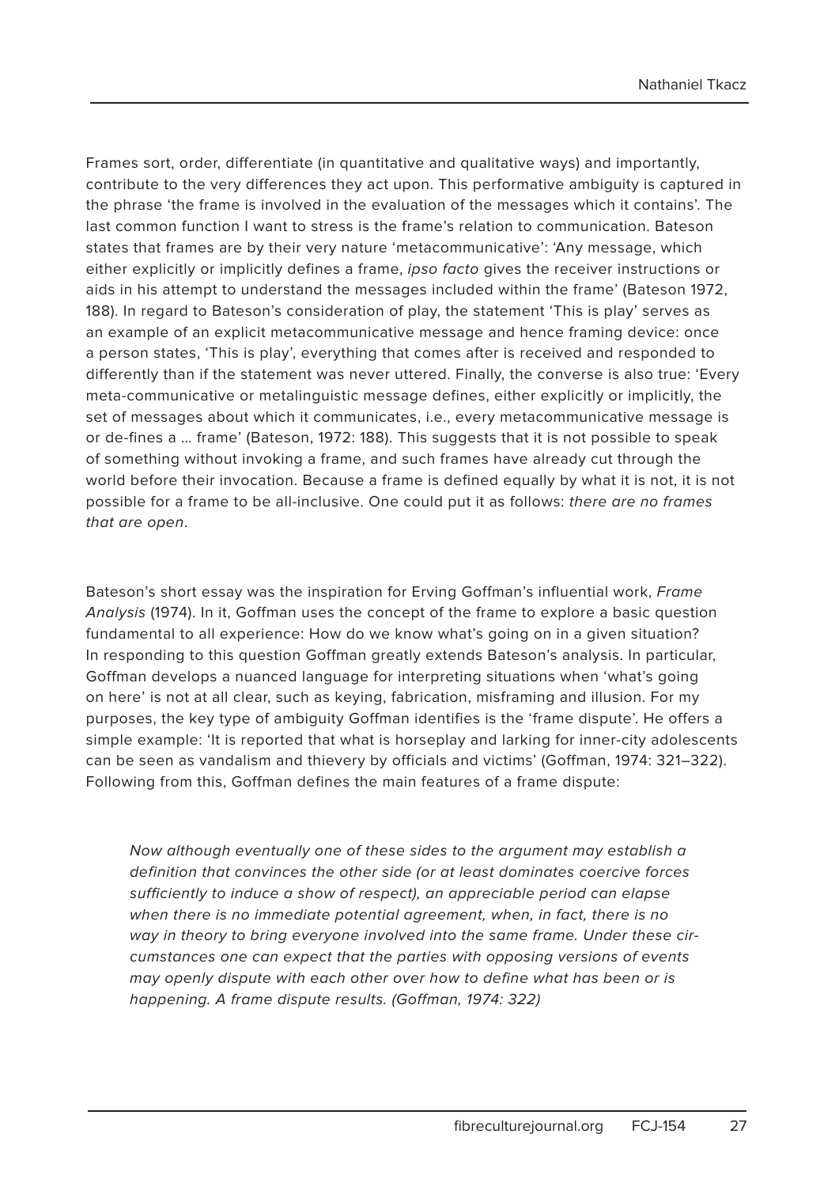Frames sort, order, differentiate (in quantitative and qualitative ways) and importantly, contribute to the very differences they act upon. This performative ambiguity is captured in the phrase 'the frame is involved in the evaluation of the messages which it contains'. The last common function I want to stress is the frame's relation to communication. Bateson states that frames are by their very nature 'metacommunicative': 'Any message, which either explicitly or implicitly defines a frame, *ipso facto* gives the receiver instructions or aids in his attempt to understand the messages included within the frame' (Bateson 1972, 188). In regard to Bateson's consideration of play, the statement 'This is play' serves as an example of an explicit metacommunicative message and hence framing device: once a person states, 'This is play', everything that comes after is received and responded to differently than if the statement was never uttered. Finally, the converse is also true: 'Every meta-communicative or metalinguistic message defines, either explicitly or implicitly, the set of messages about which it communicates, i.e., every metacommunicative message is or de-fines a … frame' (Bateson, 1972: 188). This suggests that it is not possible to speak of something without invoking a frame, and such frames have already cut through the world before their invocation. Because a frame is defined equally by what it is not, it is not possible for a frame to be all-inclusive. One could put it as follows: *there are no frames that are open*.

Bateson's short essay was the inspiration for Erving Goffman's influential work, *Frame Analysis* (1974). In it, Goffman uses the concept of the frame to explore a basic question fundamental to all experience: How do we know what's going on in a given situation? In responding to this question Goffman greatly extends Bateson's analysis. In particular, Goffman develops a nuanced language for interpreting situations when 'what's going on here' is not at all clear, such as keying, fabrication, misframing and illusion. For my purposes, the key type of ambiguity Goffman identifies is the 'frame dispute'. He offers a simple example: 'It is reported that what is horseplay and larking for inner-city adolescents can be seen as vandalism and thievery by officials and victims' (Goffman, 1974: 321–322). Following from this, Goffman defines the main features of a frame dispute:

> *Now although eventually one of these sides to the argument may establish a definition that convinces the other side (or at least dominates coercive forces sufficiently to induce a show of respect), an appreciable period can elapse when there is no immediate potential agreement, when, in fact, there is no way in theory to bring everyone involved into the same frame. Under these circumstances one can expect that the parties with opposing versions of events may openly dispute with each other over how to define what has been or is happening. A frame dispute results. (Goffman, 1974: 322)*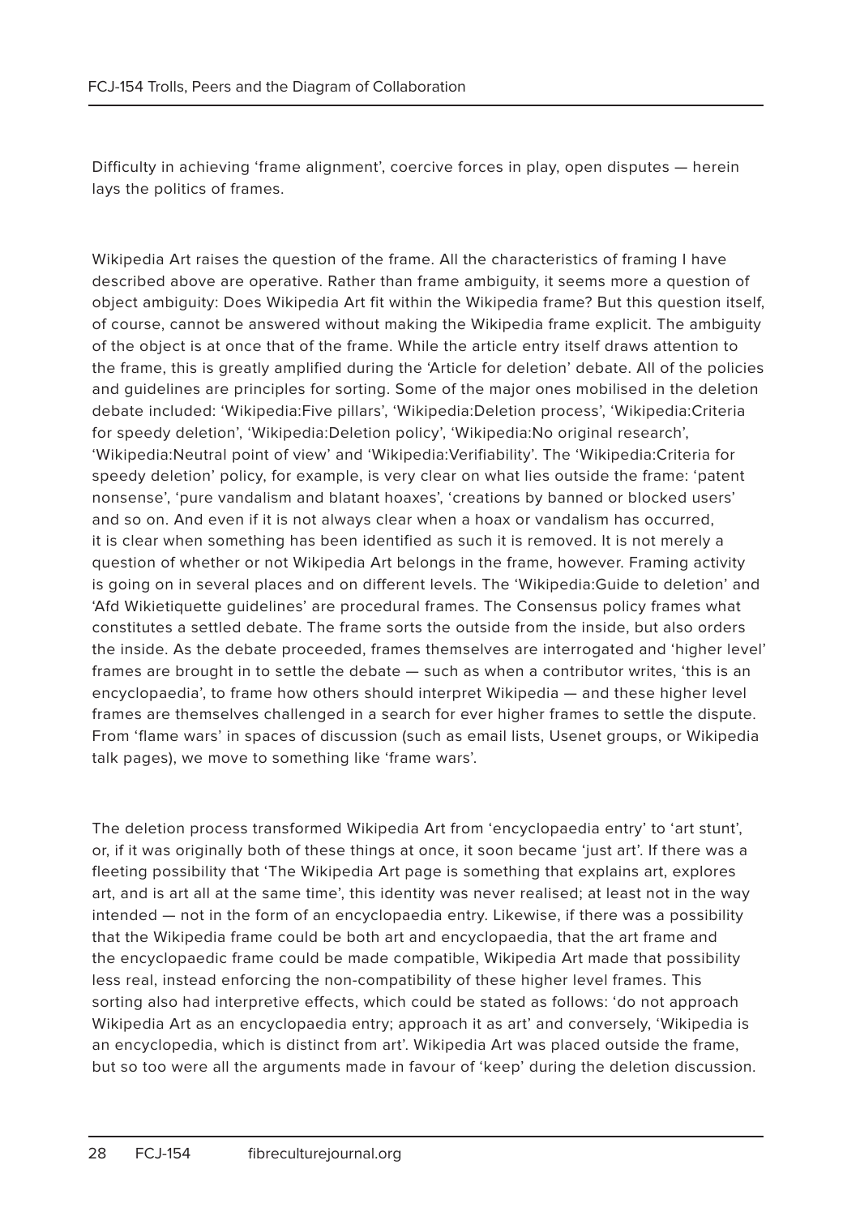Difficulty in achieving 'frame alignment', coercive forces in play, open disputes — herein lays the politics of frames.

Wikipedia Art raises the question of the frame. All the characteristics of framing I have described above are operative. Rather than frame ambiguity, it seems more a question of object ambiguity: Does Wikipedia Art fit within the Wikipedia frame? But this question itself, of course, cannot be answered without making the Wikipedia frame explicit. The ambiguity of the object is at once that of the frame. While the article entry itself draws attention to the frame, this is greatly amplified during the 'Article for deletion' debate. All of the policies and guidelines are principles for sorting. Some of the major ones mobilised in the deletion debate included: 'Wikipedia:Five pillars', 'Wikipedia:Deletion process', 'Wikipedia:Criteria for speedy deletion', 'Wikipedia:Deletion policy', 'Wikipedia:No original research', 'Wikipedia:Neutral point of view' and 'Wikipedia:Verifiability'. The 'Wikipedia:Criteria for speedy deletion' policy, for example, is very clear on what lies outside the frame: 'patent nonsense', 'pure vandalism and blatant hoaxes', 'creations by banned or blocked users' and so on. And even if it is not always clear when a hoax or vandalism has occurred, it is clear when something has been identified as such it is removed. It is not merely a question of whether or not Wikipedia Art belongs in the frame, however. Framing activity is going on in several places and on different levels. The 'Wikipedia:Guide to deletion' and 'Afd Wikietiquette guidelines' are procedural frames. The Consensus policy frames what constitutes a settled debate. The frame sorts the outside from the inside, but also orders the inside. As the debate proceeded, frames themselves are interrogated and 'higher level' frames are brought in to settle the debate — such as when a contributor writes, 'this is an encyclopaedia', to frame how others should interpret Wikipedia — and these higher level frames are themselves challenged in a search for ever higher frames to settle the dispute. From 'flame wars' in spaces of discussion (such as email lists, Usenet groups, or Wikipedia talk pages), we move to something like 'frame wars'.

The deletion process transformed Wikipedia Art from 'encyclopaedia entry' to 'art stunt', or, if it was originally both of these things at once, it soon became 'just art'. If there was a fleeting possibility that 'The Wikipedia Art page is something that explains art, explores art, and is art all at the same time', this identity was never realised; at least not in the way intended — not in the form of an encyclopaedia entry. Likewise, if there was a possibility that the Wikipedia frame could be both art and encyclopaedia, that the art frame and the encyclopaedic frame could be made compatible, Wikipedia Art made that possibility less real, instead enforcing the non-compatibility of these higher level frames. This sorting also had interpretive effects, which could be stated as follows: 'do not approach Wikipedia Art as an encyclopaedia entry; approach it as art' and conversely, 'Wikipedia is an encyclopedia, which is distinct from art'. Wikipedia Art was placed outside the frame, but so too were all the arguments made in favour of 'keep' during the deletion discussion.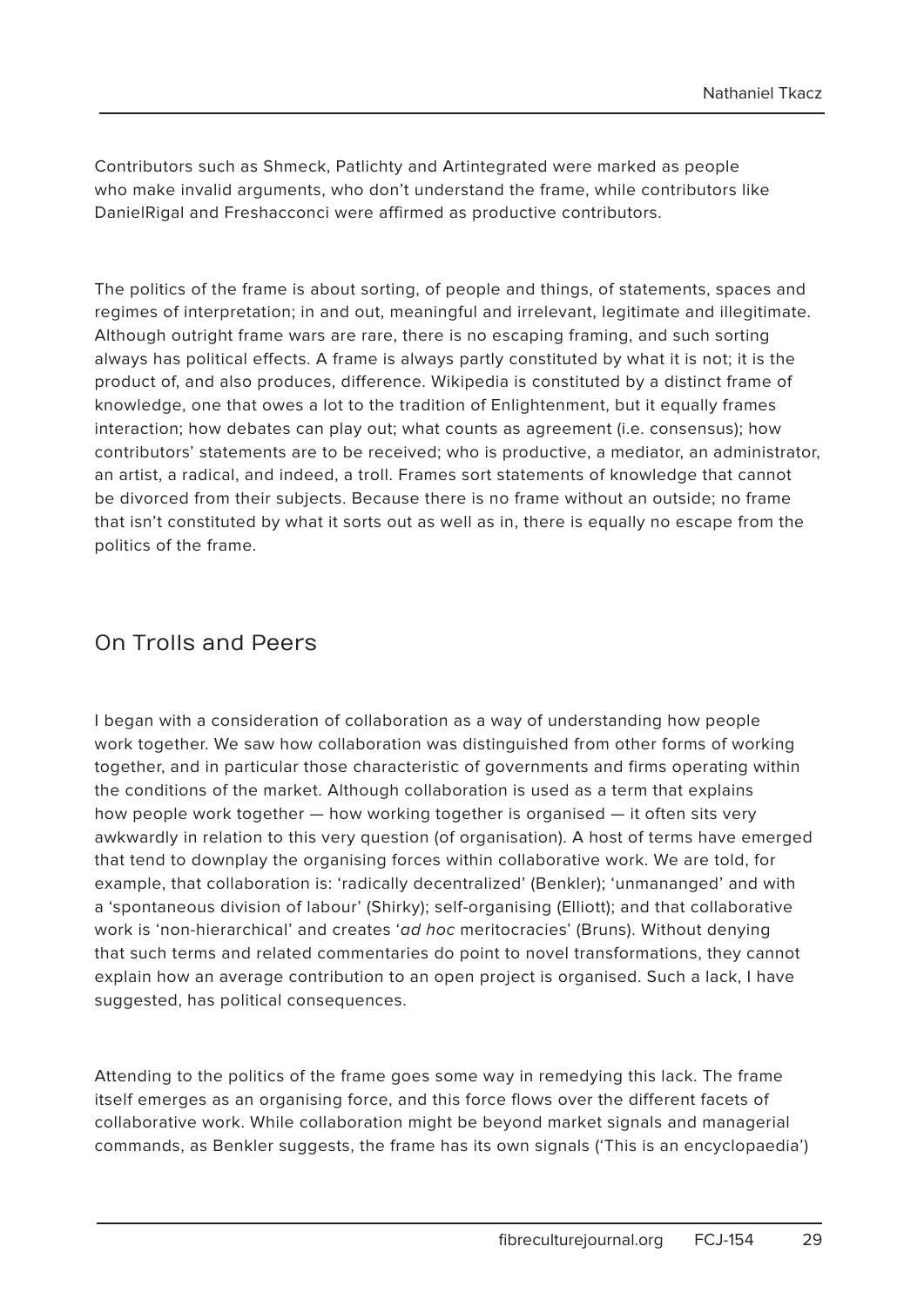Contributors such as Shmeck, Patlichty and Artintegrated were marked as people who make invalid arguments, who don't understand the frame, while contributors like DanielRigal and Freshacconci were affirmed as productive contributors.

The politics of the frame is about sorting, of people and things, of statements, spaces and regimes of interpretation; in and out, meaningful and irrelevant, legitimate and illegitimate. Although outright frame wars are rare, there is no escaping framing, and such sorting always has political effects. A frame is always partly constituted by what it is not; it is the product of, and also produces, difference. Wikipedia is constituted by a distinct frame of knowledge, one that owes a lot to the tradition of Enlightenment, but it equally frames interaction; how debates can play out; what counts as agreement (i.e. consensus); how contributors' statements are to be received; who is productive, a mediator, an administrator, an artist, a radical, and indeed, a troll. Frames sort statements of knowledge that cannot be divorced from their subjects. Because there is no frame without an outside; no frame that isn't constituted by what it sorts out as well as in, there is equally no escape from the politics of the frame.

## On Trolls and Peers

I began with a consideration of collaboration as a way of understanding how people work together. We saw how collaboration was distinguished from other forms of working together, and in particular those characteristic of governments and firms operating within the conditions of the market. Although collaboration is used as a term that explains how people work together — how working together is organised — it often sits very awkwardly in relation to this very question (of organisation). A host of terms have emerged that tend to downplay the organising forces within collaborative work. We are told, for example, that collaboration is: 'radically decentralized' (Benkler); 'unmananged' and with a 'spontaneous division of labour' (Shirky); self-organising (Elliott); and that collaborative work is 'non-hierarchical' and creates '*ad hoc* meritocracies' (Bruns). Without denying that such terms and related commentaries do point to novel transformations, they cannot explain how an average contribution to an open project is organised. Such a lack, I have suggested, has political consequences.

Attending to the politics of the frame goes some way in remedying this lack. The frame itself emerges as an organising force, and this force flows over the different facets of collaborative work. While collaboration might be beyond market signals and managerial commands, as Benkler suggests, the frame has its own signals ('This is an encyclopaedia')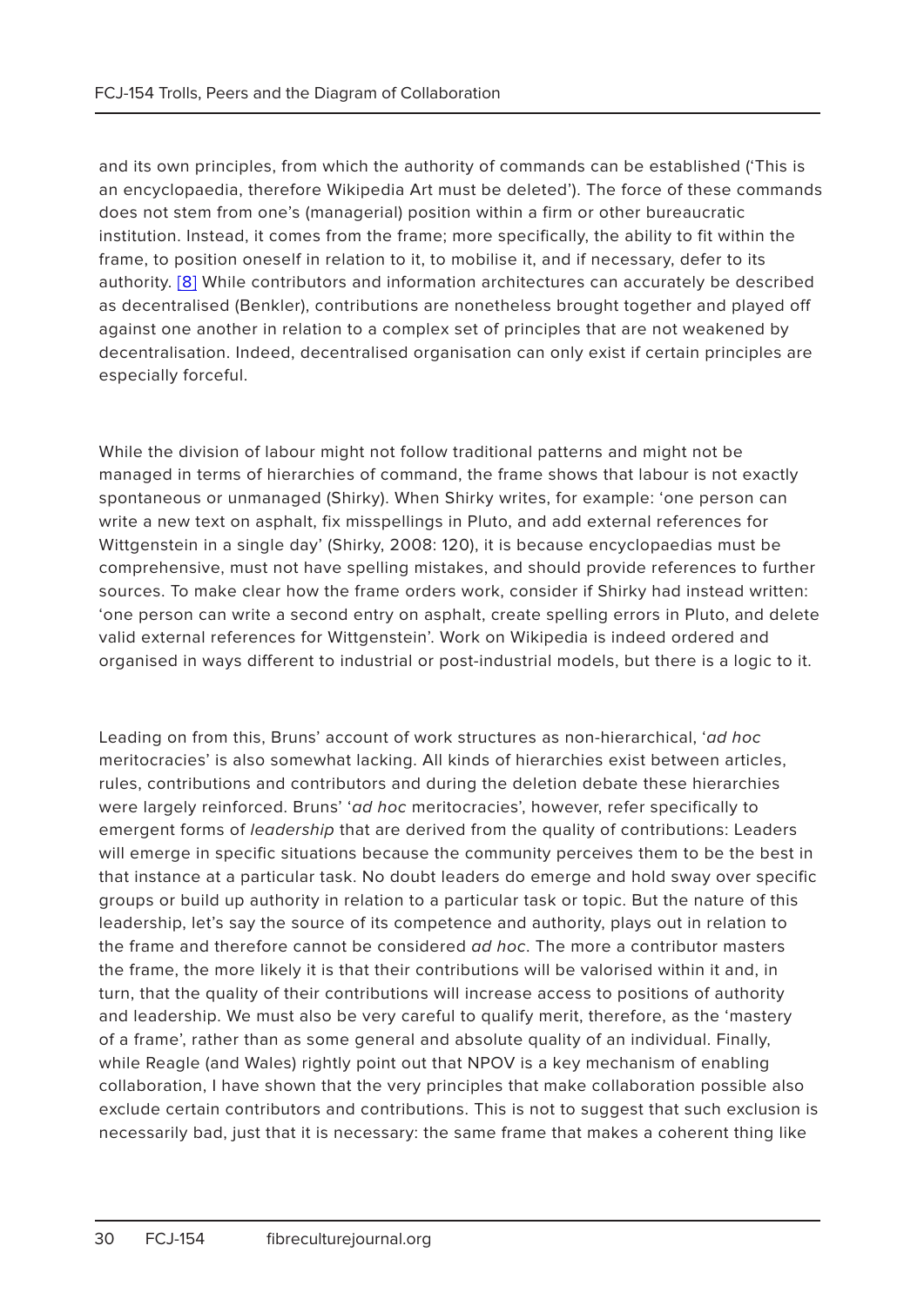and its own principles, from which the authority of commands can be established ('This is an encyclopaedia, therefore Wikipedia Art must be deleted'). The force of these commands does not stem from one's (managerial) position within a firm or other bureaucratic institution. Instead, it comes from the frame; more specifically, the ability to fit within the frame, to position oneself in relation to it, to mobilise it, and if necessary, defer to its authority. [8] While contributors and information architectures can accurately be described as decentralised (Benkler), contributions are nonetheless brought together and played off against one another in relation to a complex set of principles that are not weakened by decentralisation. Indeed, decentralised organisation can only exist if certain principles are especially forceful.

While the division of labour might not follow traditional patterns and might not be managed in terms of hierarchies of command, the frame shows that labour is not exactly spontaneous or unmanaged (Shirky). When Shirky writes, for example: 'one person can write a new text on asphalt, fix misspellings in Pluto, and add external references for Wittgenstein in a single day' (Shirky, 2008: 120), it is because encyclopaedias must be comprehensive, must not have spelling mistakes, and should provide references to further sources. To make clear how the frame orders work, consider if Shirky had instead written: 'one person can write a second entry on asphalt, create spelling errors in Pluto, and delete valid external references for Wittgenstein'. Work on Wikipedia is indeed ordered and organised in ways different to industrial or post-industrial models, but there is a logic to it.

Leading on from this, Bruns' account of work structures as non-hierarchical, '*ad hoc* meritocracies' is also somewhat lacking. All kinds of hierarchies exist between articles, rules, contributions and contributors and during the deletion debate these hierarchies were largely reinforced. Bruns' '*ad hoc* meritocracies', however, refer specifically to emergent forms of *leadership* that are derived from the quality of contributions: Leaders will emerge in specific situations because the community perceives them to be the best in that instance at a particular task. No doubt leaders do emerge and hold sway over specific groups or build up authority in relation to a particular task or topic. But the nature of this leadership, let's say the source of its competence and authority, plays out in relation to the frame and therefore cannot be considered *ad hoc*. The more a contributor masters the frame, the more likely it is that their contributions will be valorised within it and, in turn, that the quality of their contributions will increase access to positions of authority and leadership. We must also be very careful to qualify merit, therefore, as the 'mastery of a frame', rather than as some general and absolute quality of an individual. Finally, while Reagle (and Wales) rightly point out that NPOV is a key mechanism of enabling collaboration, I have shown that the very principles that make collaboration possible also exclude certain contributors and contributions. This is not to suggest that such exclusion is necessarily bad, just that it is necessary: the same frame that makes a coherent thing like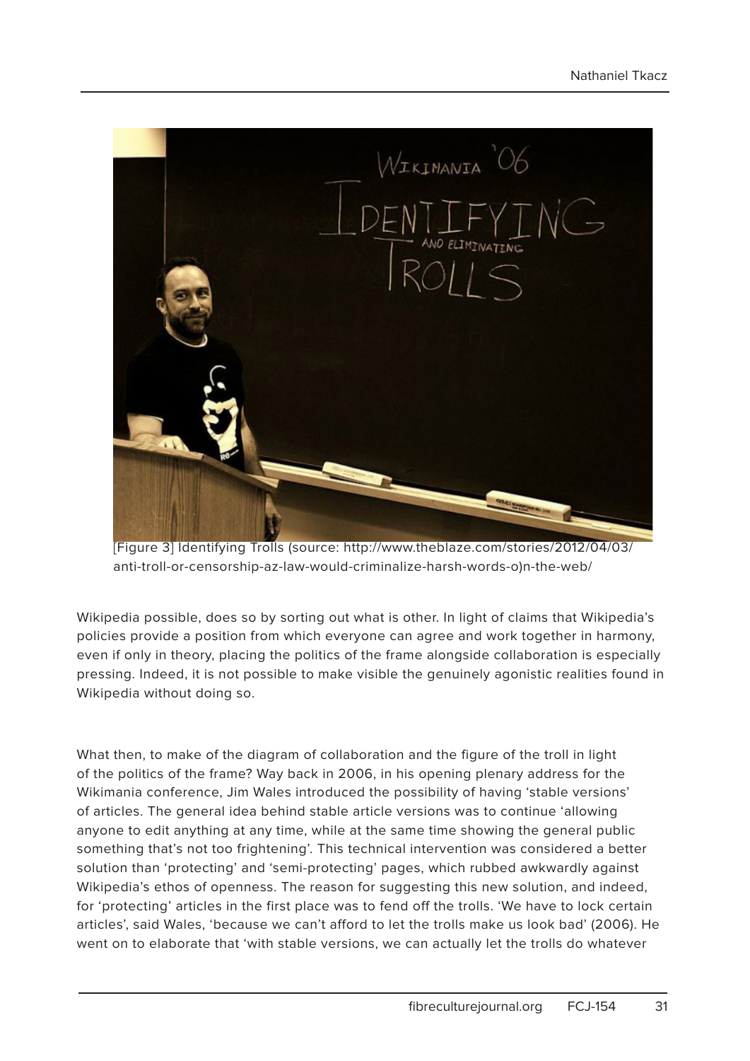[Figure 3] Identifying Trolls (source: http://www.theblaze.com/stories/2012/04/03/anti-troll-or-censorship-az-law-would-criminalize-harsh-words-o)n-the-web/

Wikipedia possible, does so by sorting out what is other. In light of claims that Wikipedia's policies provide a position from which everyone can agree and work together in harmony, even if only in theory, placing the politics of the frame alongside collaboration is especially pressing. Indeed, it is not possible to make visible the genuinely agonistic realities found in Wikipedia without doing so.

What then, to make of the diagram of collaboration and the figure of the troll in light of the politics of the frame? Way back in 2006, in his opening plenary address for the Wikimania conference, Jim Wales introduced the possibility of having 'stable versions' of articles. The general idea behind stable article versions was to continue 'allowing anyone to edit anything at any time, while at the same time showing the general public something that's not too frightening'. This technical intervention was considered a better solution than 'protecting' and 'semi-protecting' pages, which rubbed awkwardly against Wikipedia's ethos of openness. The reason for suggesting this new solution, and indeed, for 'protecting' articles in the first place was to fend off the trolls. 'We have to lock certain articles', said Wales, 'because we can't afford to let the trolls make us look bad' (2006). He went on to elaborate that 'with stable versions, we can actually let the trolls do whatever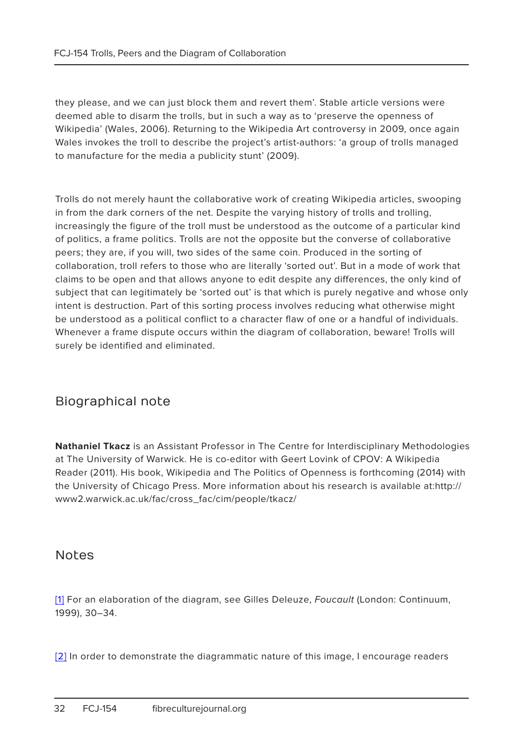they please, and we can just block them and revert them'. Stable article versions were deemed able to disarm the trolls, but in such a way as to 'preserve the openness of Wikipedia' (Wales, 2006). Returning to the Wikipedia Art controversy in 2009, once again Wales invokes the troll to describe the project's artist-authors: 'a group of trolls managed to manufacture for the media a publicity stunt' (2009).

Trolls do not merely haunt the collaborative work of creating Wikipedia articles, swooping in from the dark corners of the net. Despite the varying history of trolls and trolling, increasingly the figure of the troll must be understood as the outcome of a particular kind of politics, a frame politics. Trolls are not the opposite but the converse of collaborative peers; they are, if you will, two sides of the same coin. Produced in the sorting of collaboration, troll refers to those who are literally 'sorted out'. But in a mode of work that claims to be open and that allows anyone to edit despite any differences, the only kind of subject that can legitimately be 'sorted out' is that which is purely negative and whose only intent is destruction. Part of this sorting process involves reducing what otherwise might be understood as a political conflict to a character flaw of one or a handful of individuals. Whenever a frame dispute occurs within the diagram of collaboration, beware! Trolls will surely be identified and eliminated.

## Biographical note

**Nathaniel Tkacz** is an Assistant Professor in The Centre for Interdisciplinary Methodologies at The University of Warwick. He is co-editor with Geert Lovink of CPOV: A Wikipedia Reader (2011). His book, Wikipedia and The Politics of Openness is forthcoming (2014) with the University of Chicago Press. More information about his research is available at:http://www2.warwick.ac.uk/fac/cross_fac/cim/people/tkacz/

## Notes

[1] For an elaboration of the diagram, see Gilles Deleuze, *Foucault* (London: Continuum, 1999), 30–34.

[2] In order to demonstrate the diagrammatic nature of this image, I encourage readers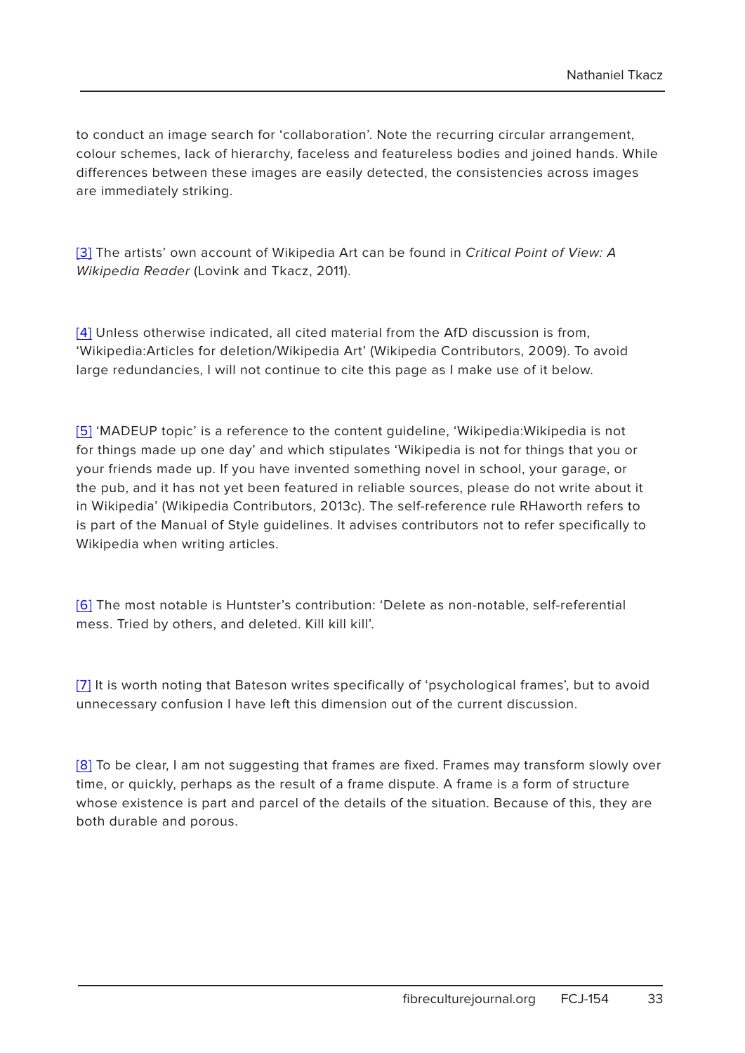to conduct an image search for 'collaboration'. Note the recurring circular arrangement, colour schemes, lack of hierarchy, faceless and featureless bodies and joined hands. While differences between these images are easily detected, the consistencies across images are immediately striking.

[3] The artists' own account of Wikipedia Art can be found in *Critical Point of View: A Wikipedia Reader* (Lovink and Tkacz, 2011).

[4] Unless otherwise indicated, all cited material from the AfD discussion is from, 'Wikipedia:Articles for deletion/Wikipedia Art' (Wikipedia Contributors, 2009). To avoid large redundancies, I will not continue to cite this page as I make use of it below.

[5] 'MADEUP topic' is a reference to the content guideline, 'Wikipedia:Wikipedia is not for things made up one day' and which stipulates 'Wikipedia is not for things that you or your friends made up. If you have invented something novel in school, your garage, or the pub, and it has not yet been featured in reliable sources, please do not write about it in Wikipedia' (Wikipedia Contributors, 2013c). The self-reference rule RHaworth refers to is part of the Manual of Style guidelines. It advises contributors not to refer specifically to Wikipedia when writing articles.

[6] The most notable is Huntster's contribution: 'Delete as non-notable, self-referential mess. Tried by others, and deleted. Kill kill kill'.

[7] It is worth noting that Bateson writes specifically of 'psychological frames', but to avoid unnecessary confusion I have left this dimension out of the current discussion.

[8] To be clear, I am not suggesting that frames are fixed. Frames may transform slowly over time, or quickly, perhaps as the result of a frame dispute. A frame is a form of structure whose existence is part and parcel of the details of the situation. Because of this, they are both durable and porous.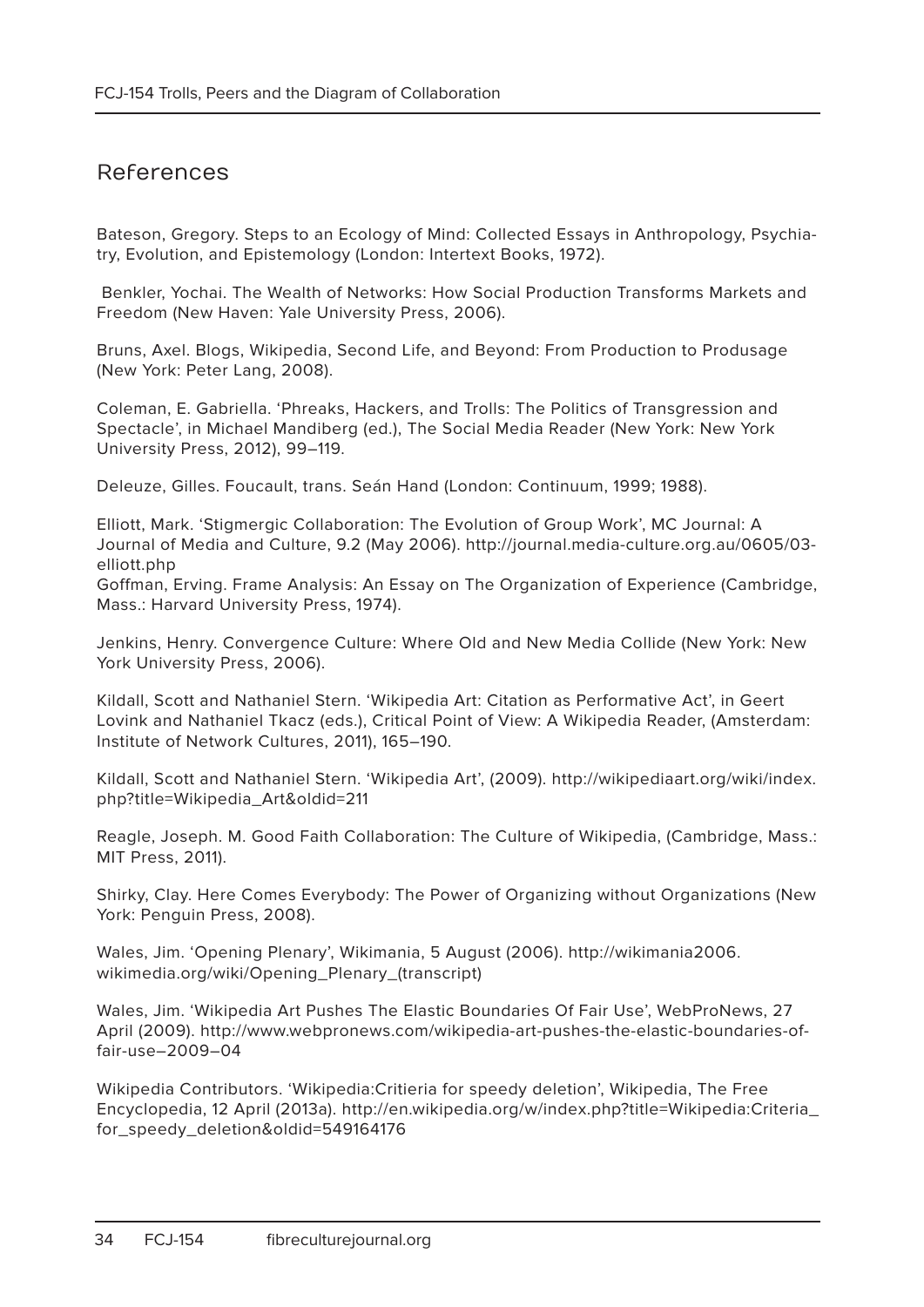## References

Bateson, Gregory. Steps to an Ecology of Mind: Collected Essays in Anthropology, Psychiatry, Evolution, and Epistemology (London: Intertext Books, 1972).

Benkler, Yochai. The Wealth of Networks: How Social Production Transforms Markets and Freedom (New Haven: Yale University Press, 2006).

Bruns, Axel. Blogs, Wikipedia, Second Life, and Beyond: From Production to Produsage (New York: Peter Lang, 2008).

Coleman, E. Gabriella. 'Phreaks, Hackers, and Trolls: The Politics of Transgression and Spectacle', in Michael Mandiberg (ed.), The Social Media Reader (New York: New York University Press, 2012), 99–119.

Deleuze, Gilles. Foucault, trans. Seán Hand (London: Continuum, 1999; 1988).

Elliott, Mark. 'Stigmergic Collaboration: The Evolution of Group Work', MC Journal: A Journal of Media and Culture, 9.2 (May 2006). http://journal.media-culture.org.au/0605/03-elliott.php

Goffman, Erving. Frame Analysis: An Essay on The Organization of Experience (Cambridge, Mass.: Harvard University Press, 1974).

Jenkins, Henry. Convergence Culture: Where Old and New Media Collide (New York: New York University Press, 2006).

Kildall, Scott and Nathaniel Stern. 'Wikipedia Art: Citation as Performative Act', in Geert Lovink and Nathaniel Tkacz (eds.), Critical Point of View: A Wikipedia Reader, (Amsterdam: Institute of Network Cultures, 2011), 165–190.

Kildall, Scott and Nathaniel Stern. 'Wikipedia Art', (2009). http://wikipediaart.org/wiki/index.php?title=Wikipedia_Art&oldid=211

Reagle, Joseph. M. Good Faith Collaboration: The Culture of Wikipedia, (Cambridge, Mass.: MIT Press, 2011).

Shirky, Clay. Here Comes Everybody: The Power of Organizing without Organizations (New York: Penguin Press, 2008).

Wales, Jim. 'Opening Plenary', Wikimania, 5 August (2006). http://wikimania2006.wikimedia.org/wiki/Opening_Plenary_(transcript)

Wales, Jim. 'Wikipedia Art Pushes The Elastic Boundaries Of Fair Use', WebProNews, 27 April (2009). http://www.webpronews.com/wikipedia-art-pushes-the-elastic-boundaries-of-fair-use–2009–04

Wikipedia Contributors. 'Wikipedia:Critieria for speedy deletion', Wikipedia, The Free Encyclopedia, 12 April (2013a). http://en.wikipedia.org/w/index.php?title=Wikipedia:Criteria_for_speedy_deletion&oldid=549164176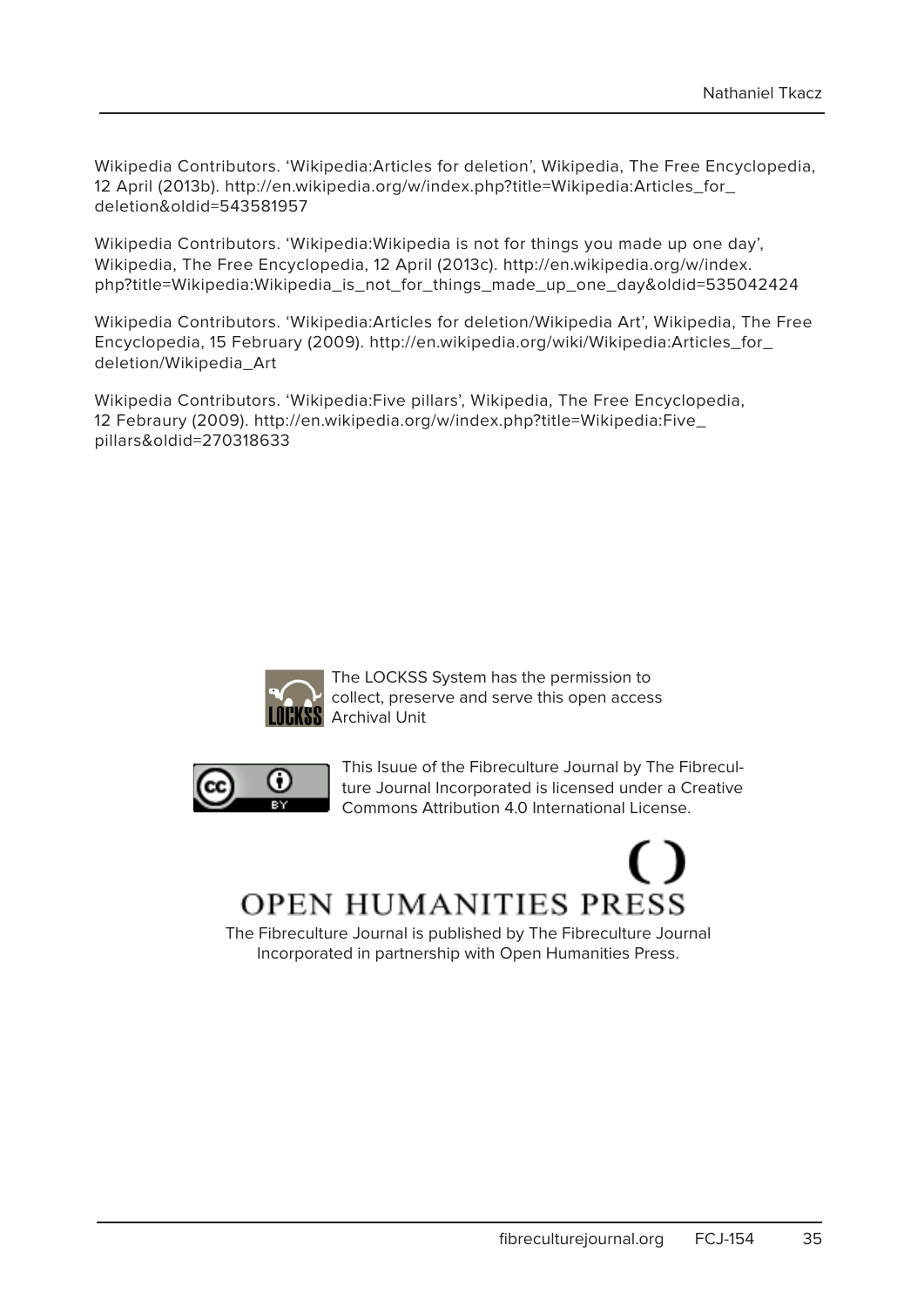Wikipedia Contributors. 'Wikipedia:Articles for deletion', Wikipedia, The Free Encyclopedia, 12 April (2013b). http://en.wikipedia.org/w/index.php?title=Wikipedia:Articles_for_deletion&oldid=543581957

Wikipedia Contributors. 'Wikipedia:Wikipedia is not for things you made up one day', Wikipedia, The Free Encyclopedia, 12 April (2013c). http://en.wikipedia.org/w/index.php?title=Wikipedia:Wikipedia_is_not_for_things_made_up_one_day&oldid=535042424

Wikipedia Contributors. 'Wikipedia:Articles for deletion/Wikipedia Art', Wikipedia, The Free Encyclopedia, 15 February (2009). http://en.wikipedia.org/wiki/Wikipedia:Articles_for_deletion/Wikipedia_Art

Wikipedia Contributors. 'Wikipedia:Five pillars', Wikipedia, The Free Encyclopedia, 12 Febraury (2009). http://en.wikipedia.org/w/index.php?title=Wikipedia:Five_pillars&oldid=270318633

The LOCKSS System has the permission to collect, preserve and serve this open access Archival Unit

This Isuue of the Fibreculture Journal by The Fibreculture Journal Incorporated is licensed under a Creative Commons Attribution 4.0 International License.

OPEN HUMANITIES PRESS

The Fibreculture Journal is published by The Fibreculture Journal Incorporated in partnership with Open Humanities Press.